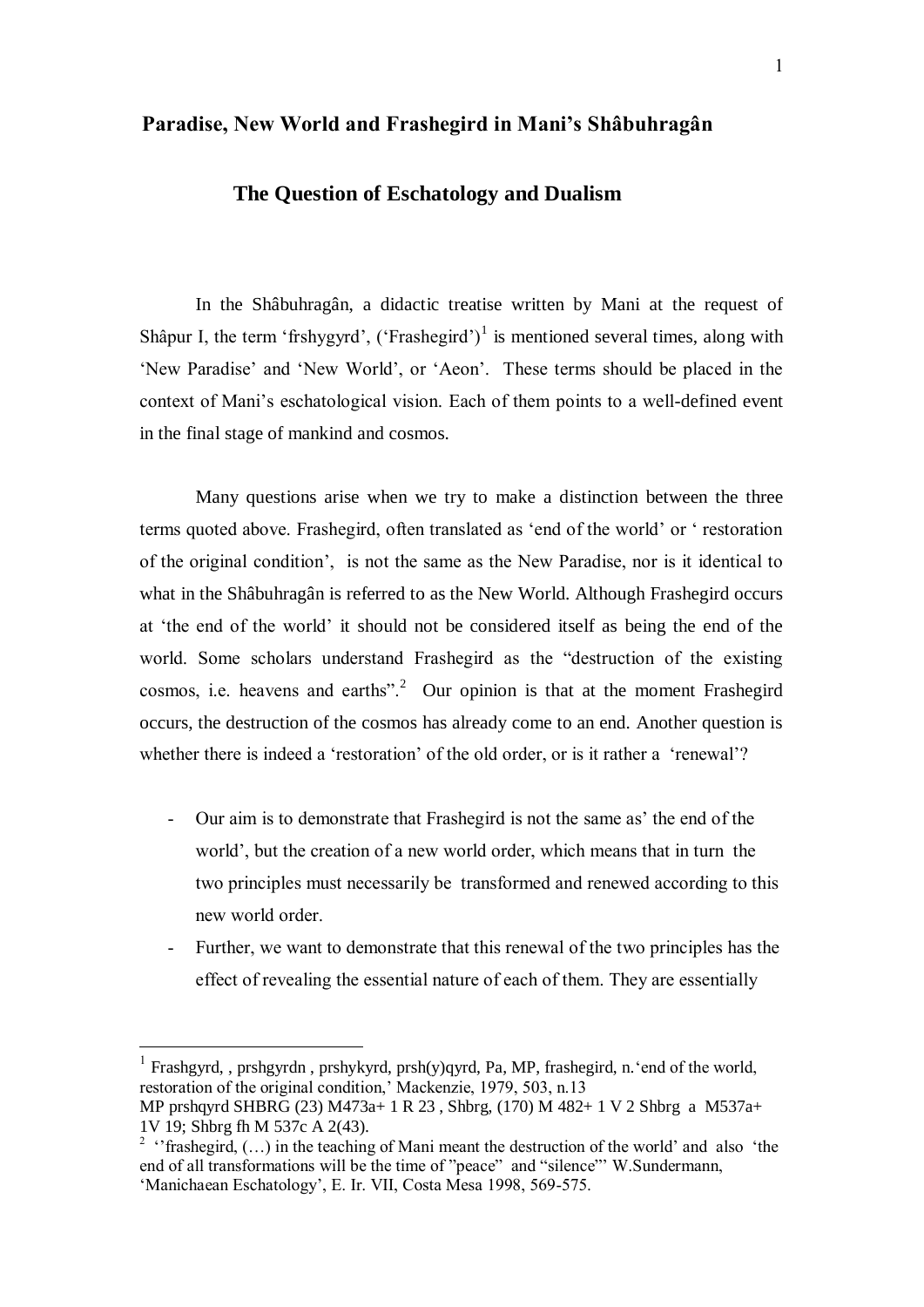## Paradise, New World and Frashegird in Mani's Shâbuhragân

### The Question of Eschatology and Dualism

In the Shâbuhragân, a didactic treatise written by Mani at the request of Shâpur I, the term 'frshygyrd', ('Frashegird')[1] is mentioned several times, along with 'New Paradise' and 'New World', or 'Aeon'. These terms should be placed in the context of Mani's eschatological vision. Each of them points to a well-defined event in the final stage of mankind and cosmos.

Many questions arise when we try to make a distinction between the three terms quoted above. Frashegird, often translated as 'end of the world' or ' restoration of the original condition', is not the same as the New Paradise, nor is it identical to what in the Shâbuhragân is referred to as the New World. Although Frashegird occurs at 'the end of the world' it should not be considered itself as being the end of the world. Some scholars understand Frashegird as the "destruction of the existing cosmos, i.e. heavens and earths".[2] Our opinion is that at the moment Frashegird occurs, the destruction of the cosmos has already come to an end. Another question is whether there is indeed a 'restoration' of the old order, or is it rather a 'renewal'?

- Our aim is to demonstrate that Frashegird is not the same as' the end of the world', but the creation of a new world order, which means that in turn the two principles must necessarily be transformed and renewed according to this new world order.
- Further, we want to demonstrate that this renewal of the two principles has the effect of revealing the essential nature of each of them. They are essentially

---

[1] Frashgyrd, , prshgyrdn , prshykyrd, prsh(y)qyrd, Pa, MP, frashegird, n.'end of the world, restoration of the original condition,' Mackenzie, 1979, 503, n.13
MP prshqyrd SHBRG (23) M473a+ 1 R 23 , Shbrg, (170) M 482+ 1 V 2 Shbrg a M537a+ 1V 19; Shbrg fh M 537c A 2(43).

[2] ''frashegird, (…) in the teaching of Mani meant the destruction of the world' and also 'the end of all transformations will be the time of "peace" and "silence"' W.Sundermann, 'Manichaean Eschatology', E. Ir. VII, Costa Mesa 1998, 569-575.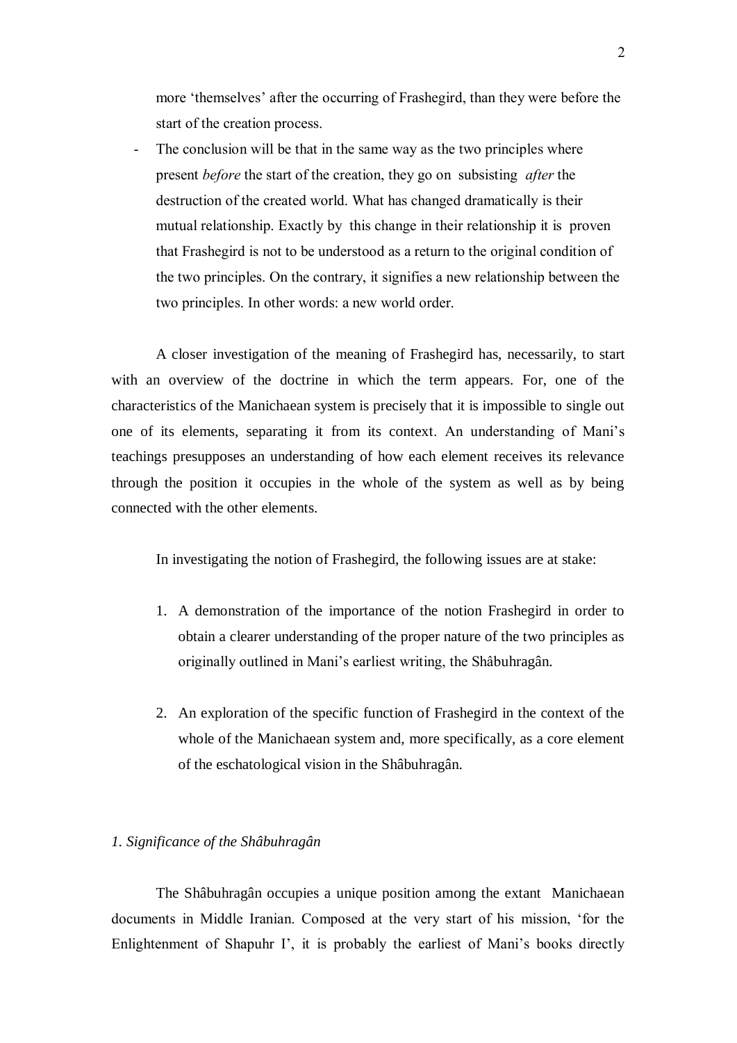more 'themselves' after the occurring of Frashegird, than they were before the start of the creation process.

- The conclusion will be that in the same way as the two principles where present *before* the start of the creation, they go on subsisting *after* the destruction of the created world. What has changed dramatically is their mutual relationship. Exactly by this change in their relationship it is proven that Frashegird is not to be understood as a return to the original condition of the two principles. On the contrary, it signifies a new relationship between the two principles. In other words: a new world order.

A closer investigation of the meaning of Frashegird has, necessarily, to start with an overview of the doctrine in which the term appears. For, one of the characteristics of the Manichaean system is precisely that it is impossible to single out one of its elements, separating it from its context. An understanding of Mani's teachings presupposes an understanding of how each element receives its relevance through the position it occupies in the whole of the system as well as by being connected with the other elements.

In investigating the notion of Frashegird, the following issues are at stake:

1. A demonstration of the importance of the notion Frashegird in order to obtain a clearer understanding of the proper nature of the two principles as originally outlined in Mani's earliest writing, the Shâbuhragân.

2. An exploration of the specific function of Frashegird in the context of the whole of the Manichaean system and, more specifically, as a core element of the eschatological vision in the Shâbuhragân.

### *1. Significance of the Shâbuhragân*

The Shâbuhragân occupies a unique position among the extant Manichaean documents in Middle Iranian. Composed at the very start of his mission, 'for the Enlightenment of Shapuhr I', it is probably the earliest of Mani's books directly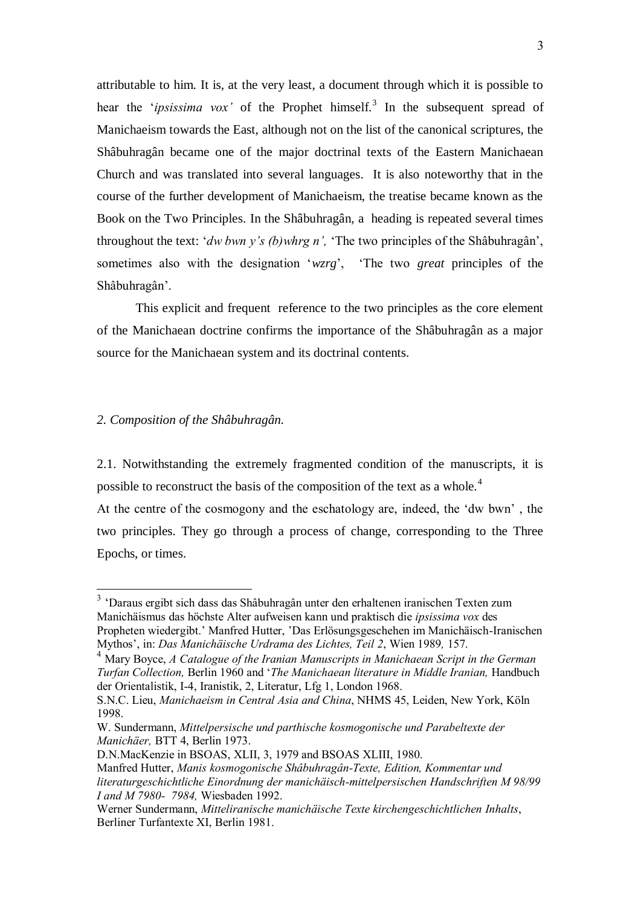attributable to him. It is, at the very least, a document through which it is possible to hear the '*ipsissima vox'* of the Prophet himself.[3] In the subsequent spread of Manichaeism towards the East, although not on the list of the canonical scriptures, the Shâbuhragân became one of the major doctrinal texts of the Eastern Manichaean Church and was translated into several languages. It is also noteworthy that in the course of the further development of Manichaeism, the treatise became known as the Book on the Two Principles. In the Shâbuhragân, a heading is repeated several times throughout the text: '*dw bwn y's (b)whrg n',* 'The two principles of the Shâbuhragân', sometimes also with the designation '*wzrg*', 'The two *great* principles of the Shâbuhragân'.

This explicit and frequent reference to the two principles as the core element of the Manichaean doctrine confirms the importance of the Shâbuhragân as a major source for the Manichaean system and its doctrinal contents.

## *2. Composition of the Shâbuhragân.*

2.1. Notwithstanding the extremely fragmented condition of the manuscripts, it is possible to reconstruct the basis of the composition of the text as a whole.[4]
At the centre of the cosmogony and the eschatology are, indeed, the 'dw bwn' , the two principles. They go through a process of change, corresponding to the Three Epochs, or times.

---

[3] 'Daraus ergibt sich dass das Shâbuhragân unter den erhaltenen iranischen Texten zum Manichäismus das höchste Alter aufweisen kann und praktisch die *ipsissima vox* des Propheten wiedergibt.' Manfred Hutter, 'Das Erlösungsgeschehen im Manichäisch-Iranischen Mythos', in: *Das Manichäische Urdrama des Lichtes, Teil 2*, Wien 1989*,* 157.

[4] Mary Boyce, *A Catalogue of the Iranian Manuscripts in Manichaean Script in the German Turfan Collection,* Berlin 1960 and '*The Manichaean literature in Middle Iranian,* Handbuch der Orientalistik, I-4, Iranistik, 2, Literatur, Lfg 1, London 1968.

S.N.C. Lieu, *Manichaeism in Central Asia and China*, NHMS 45, Leiden, New York, Köln 1998.

W. Sundermann, *Mittelpersische und parthische kosmogonische und Parabeltexte der Manichäer,* BTT 4, Berlin 1973.

D.N.MacKenzie in BSOAS, XLII, 3, 1979 and BSOAS XLIII, 1980.

Manfred Hutter, *Manis kosmogonische Shâbuhragân-Texte, Edition, Kommentar und literaturgeschichtliche Einordnung der manichäisch-mittelpersischen Handschriften M 98/99 I and M 7980- 7984,* Wiesbaden 1992.

Werner Sundermann, *Mitteliranische manichäische Texte kirchengeschichtlichen Inhalts*, Berliner Turfantexte XI, Berlin 1981.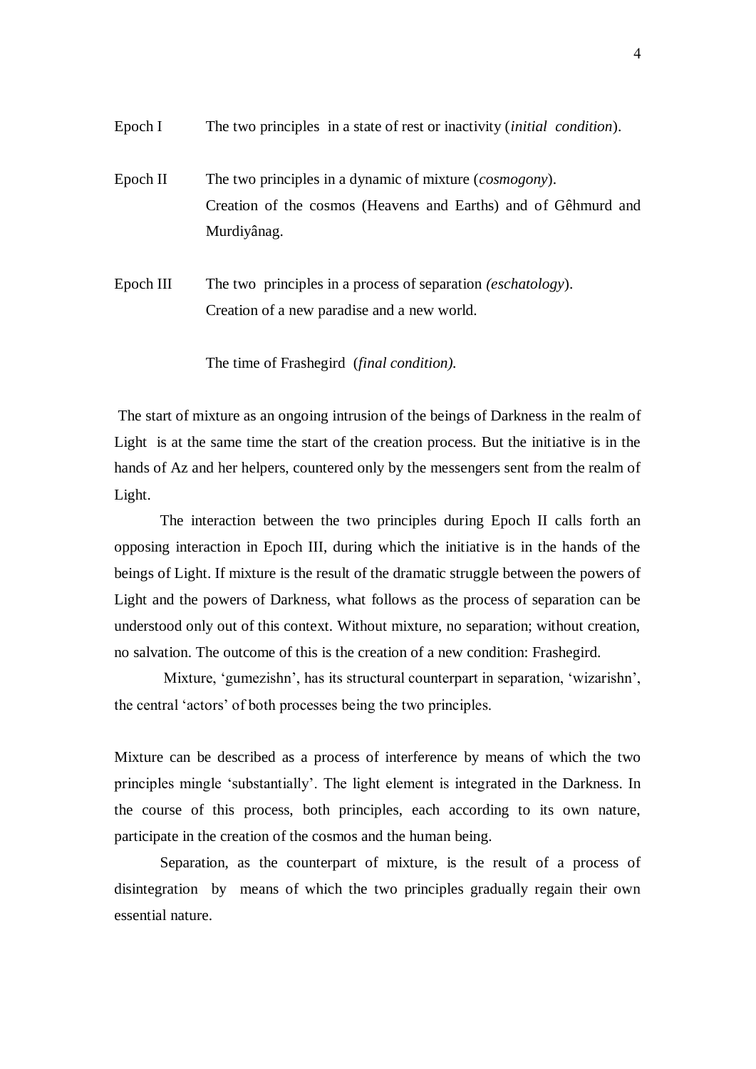Epoch I  The two principles in a state of rest or inactivity (*initial condition*).

Epoch II  The two principles in a dynamic of mixture (*cosmogony*).
Creation of the cosmos (Heavens and Earths) and of Gêhmurd and Murdiyânag.

Epoch III  The two principles in a process of separation *(eschatology*).
Creation of a new paradise and a new world.

The time of Frashegird (*final condition).*

The start of mixture as an ongoing intrusion of the beings of Darkness in the realm of Light is at the same time the start of the creation process. But the initiative is in the hands of Az and her helpers, countered only by the messengers sent from the realm of Light.

The interaction between the two principles during Epoch II calls forth an opposing interaction in Epoch III, during which the initiative is in the hands of the beings of Light. If mixture is the result of the dramatic struggle between the powers of Light and the powers of Darkness, what follows as the process of separation can be understood only out of this context. Without mixture, no separation; without creation, no salvation. The outcome of this is the creation of a new condition: Frashegird.

Mixture, 'gumezishn', has its structural counterpart in separation, 'wizarishn', the central 'actors' of both processes being the two principles.

Mixture can be described as a process of interference by means of which the two principles mingle 'substantially'. The light element is integrated in the Darkness. In the course of this process, both principles, each according to its own nature, participate in the creation of the cosmos and the human being.

Separation, as the counterpart of mixture, is the result of a process of disintegration by means of which the two principles gradually regain their own essential nature.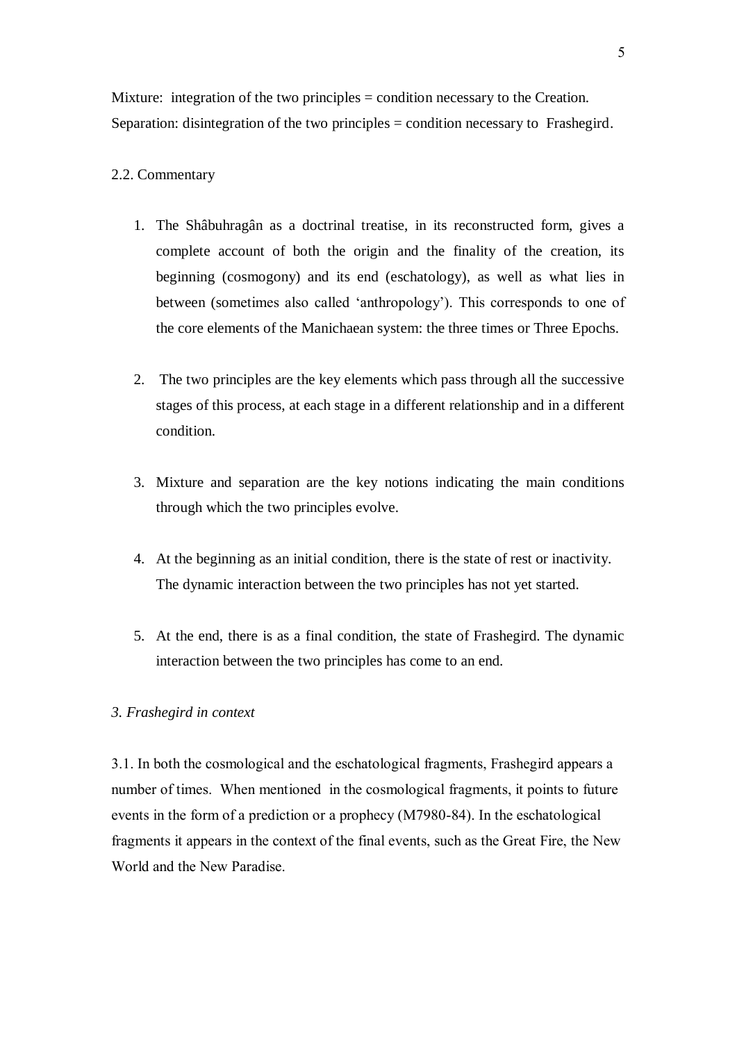Mixture: integration of the two principles = condition necessary to the Creation.
Separation: disintegration of the two principles = condition necessary to Frashegird.

2.2. Commentary

1. The Shâbuhragân as a doctrinal treatise, in its reconstructed form, gives a complete account of both the origin and the finality of the creation, its beginning (cosmogony) and its end (eschatology), as well as what lies in between (sometimes also called 'anthropology'). This corresponds to one of the core elements of the Manichaean system: the three times or Three Epochs.

2. The two principles are the key elements which pass through all the successive stages of this process, at each stage in a different relationship and in a different condition.

3. Mixture and separation are the key notions indicating the main conditions through which the two principles evolve.

4. At the beginning as an initial condition, there is the state of rest or inactivity. The dynamic interaction between the two principles has not yet started.

5. At the end, there is as a final condition, the state of Frashegird. The dynamic interaction between the two principles has come to an end.

*3. Frashegird in context*

3.1. In both the cosmological and the eschatological fragments, Frashegird appears a number of times. When mentioned in the cosmological fragments, it points to future events in the form of a prediction or a prophecy (M7980-84). In the eschatological fragments it appears in the context of the final events, such as the Great Fire, the New World and the New Paradise.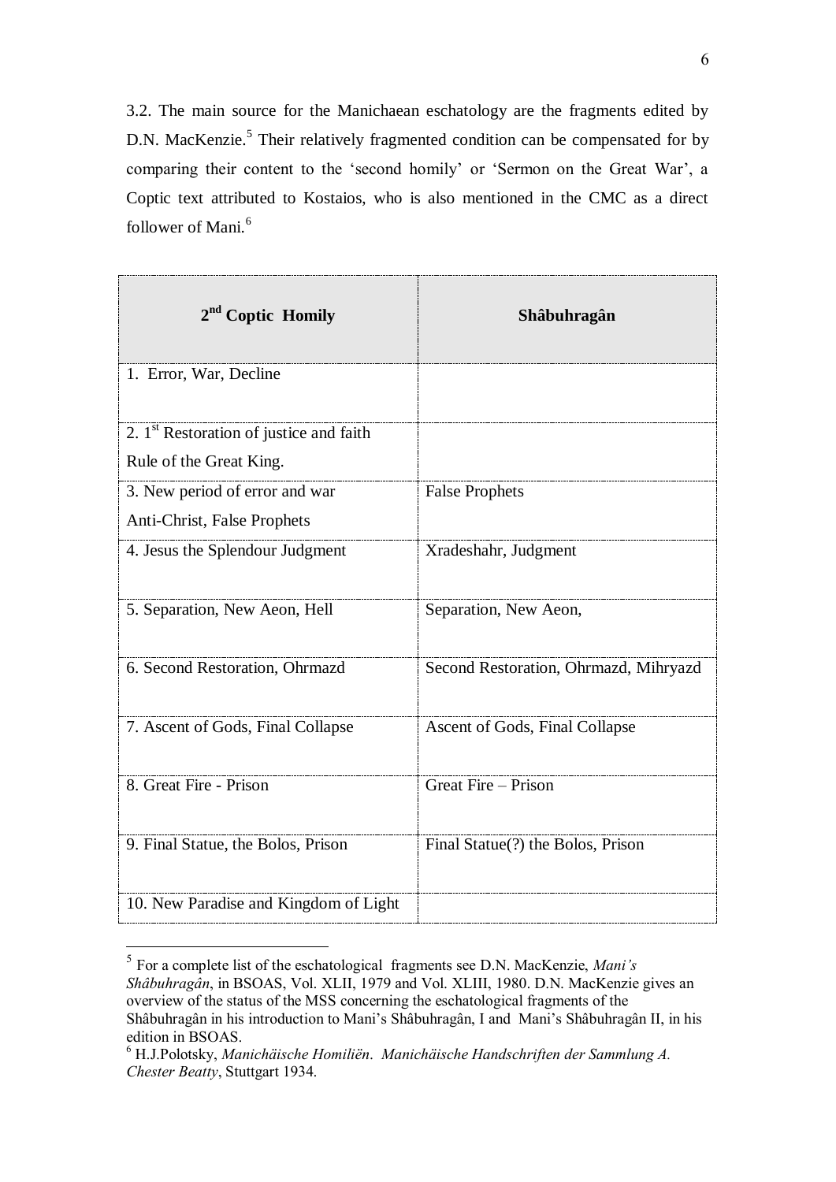3.2. The main source for the Manichaean eschatology are the fragments edited by D.N. MacKenzie.[5] Their relatively fragmented condition can be compensated for by comparing their content to the 'second homily' or 'Sermon on the Great War', a Coptic text attributed to Kostaios, who is also mentioned in the CMC as a direct follower of Mani.[6]

| 2nd Coptic Homily | Shâbuhragân |
|---|---|
| 1. Error, War, Decline | |
| 2. 1st Restoration of justice and faith<br>Rule of the Great King. | |
| 3. New period of error and war<br>Anti-Christ, False Prophets | False Prophets |
| 4. Jesus the Splendour Judgment | Xradeshahr, Judgment |
| 5. Separation, New Aeon, Hell | Separation, New Aeon, |
| 6. Second Restoration, Ohrmazd | Second Restoration, Ohrmazd, Mihryazd |
| 7. Ascent of Gods, Final Collapse | Ascent of Gods, Final Collapse |
| 8. Great Fire - Prison | Great Fire – Prison |
| 9. Final Statue, the Bolos, Prison | Final Statue(?) the Bolos, Prison |
| 10. New Paradise and Kingdom of Light | |

[5] For a complete list of the eschatological fragments see D.N. MacKenzie, *Mani's Shâbuhragân*, in BSOAS, Vol. XLII, 1979 and Vol. XLIII, 1980. D.N. MacKenzie gives an overview of the status of the MSS concerning the eschatological fragments of the Shâbuhragân in his introduction to Mani's Shâbuhragân, I and Mani's Shâbuhragân II, in his edition in BSOAS.

[6] H.J.Polotsky, *Manichäische Homiliën. Manichäische Handschriften der Sammlung A. Chester Beatty*, Stuttgart 1934.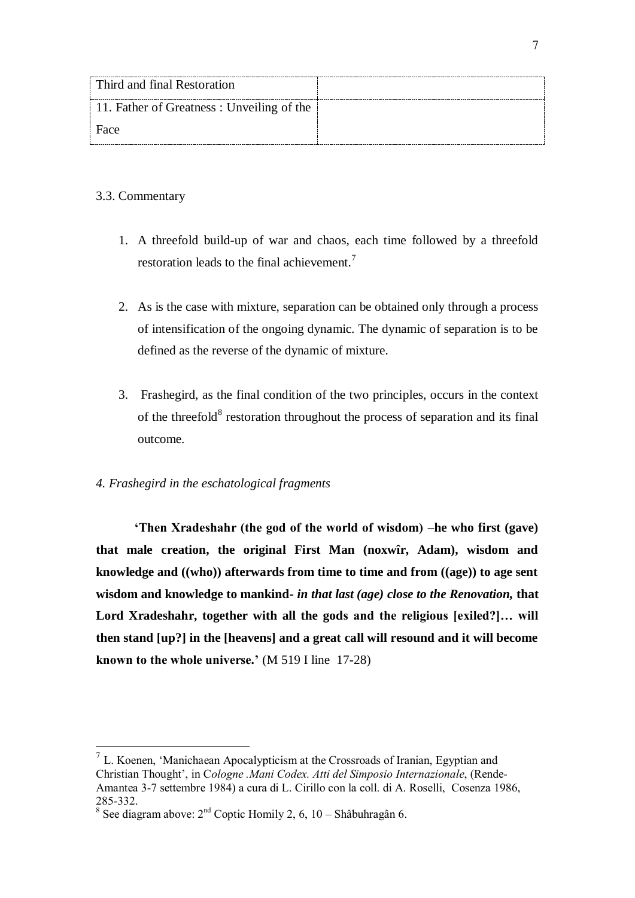| Third and final Restoration | |
|---|---|
| 11. Father of Greatness : Unveiling of the Face | |

3.3. Commentary

1. A threefold build-up of war and chaos, each time followed by a threefold restoration leads to the final achievement.[7]

2. As is the case with mixture, separation can be obtained only through a process of intensification of the ongoing dynamic. The dynamic of separation is to be defined as the reverse of the dynamic of mixture.

3. Frashegird, as the final condition of the two principles, occurs in the context of the threefold[8] restoration throughout the process of separation and its final outcome.

*4. Frashegird in the eschatological fragments*

**'Then Xradeshahr (the god of the world of wisdom) –he who first (gave) that male creation, the original First Man (noxwîr, Adam), wisdom and knowledge and ((who)) afterwards from time to time and from ((age)) to age sent wisdom and knowledge to mankind-** ***in that last (age) close to the Renovation,*** **that Lord Xradeshahr, together with all the gods and the religious [exiled?]… will then stand [up?] in the [heavens] and a great call will resound and it will become known to the whole universe.'** (M 519 I line 17-28)

---

[7] L. Koenen, 'Manichaean Apocalypticism at the Crossroads of Iranian, Egyptian and Christian Thought', in C*ologne .Mani Codex. Atti del Simposio Internazionale*, (Rende-Amantea 3-7 settembre 1984) a cura di L. Cirillo con la coll. di A. Roselli, Cosenza 1986, 285-332.

[8] See diagram above: 2nd Coptic Homily 2, 6, 10 – Shâbuhragân 6.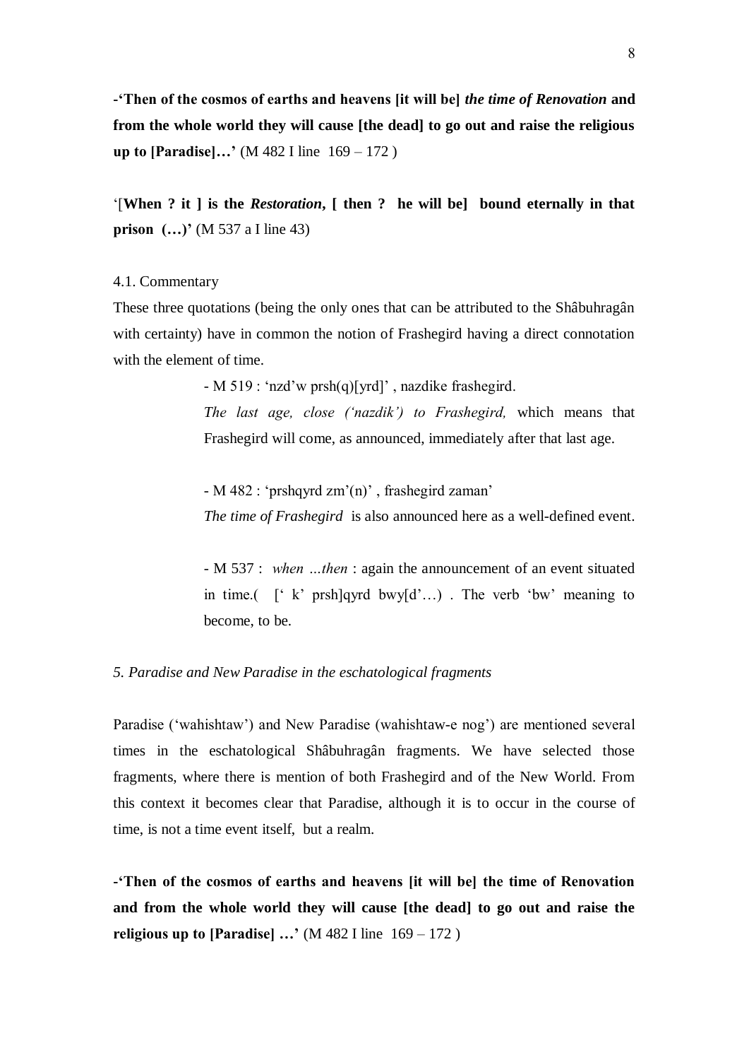**-'Then of the cosmos of earths and heavens [it will be] *the time of Renovation* and from the whole world they will cause [the dead] to go out and raise the religious up to [Paradise]…'** (M 482 I line 169 – 172 )

'[**When ? it ] is the *Restoration*, [ then ? he will be] bound eternally in that prison (…)'** (M 537 a I line 43)

4.1. Commentary

These three quotations (being the only ones that can be attributed to the Shâbuhragân with certainty) have in common the notion of Frashegird having a direct connotation with the element of time.

> - M 519 : 'nzd'w prsh(q)[yrd]' , nazdike frashegird.
>
> *The last age, close ('nazdik') to Frashegird,* which means that Frashegird will come, as announced, immediately after that last age.
>
> - M 482 : 'prshqyrd zm'(n)' , frashegird zaman'
>
> *The time of Frashegird* is also announced here as a well-defined event.
>
> - M 537 : *when …then* : again the announcement of an event situated in time.( [' k' prsh]qyrd bwy[d'…) . The verb 'bw' meaning to become, to be.

*5. Paradise and New Paradise in the eschatological fragments*

Paradise ('wahishtaw') and New Paradise (wahishtaw-e nog') are mentioned several times in the eschatological Shâbuhragân fragments. We have selected those fragments, where there is mention of both Frashegird and of the New World. From this context it becomes clear that Paradise, although it is to occur in the course of time, is not a time event itself, but a realm.

**-'Then of the cosmos of earths and heavens [it will be] the time of Renovation and from the whole world they will cause [the dead] to go out and raise the religious up to [Paradise] …'** (M 482 I line 169 – 172 )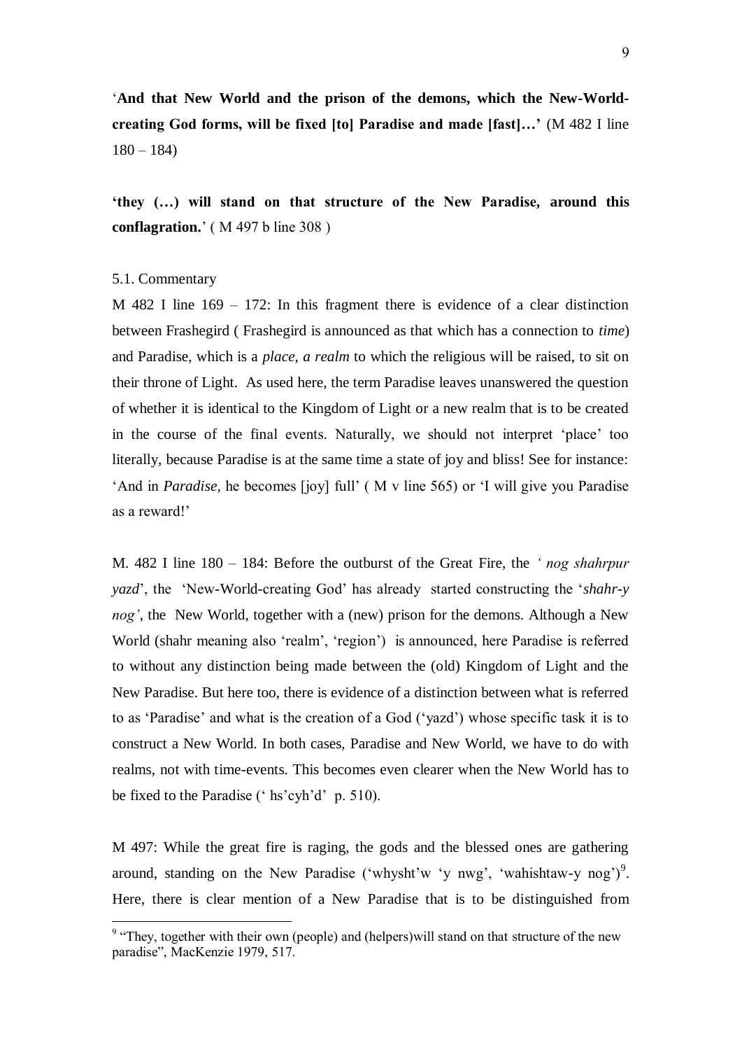‘**And that New World and the prison of the demons, which the New-World-creating God forms, will be fixed [to] Paradise and made [fast]…’** (M 482 I line 180 – 184)

**‘they (…) will stand on that structure of the New Paradise, around this conflagration.**’ ( M 497 b line 308 )

5.1. Commentary

M 482 I line 169 – 172: In this fragment there is evidence of a clear distinction between Frashegird ( Frashegird is announced as that which has a connection to *time*) and Paradise, which is a *place, a realm* to which the religious will be raised, to sit on their throne of Light. As used here, the term Paradise leaves unanswered the question of whether it is identical to the Kingdom of Light or a new realm that is to be created in the course of the final events. Naturally, we should not interpret ‘place’ too literally, because Paradise is at the same time a state of joy and bliss! See for instance: ‘And in *Paradise*, he becomes [joy] full’ ( M v line 565) or ‘I will give you Paradise as a reward!’

M. 482 I line 180 – 184: Before the outburst of the Great Fire, the *‘ nog shahrpur yazd*’, the ‘New-World-creating God’ has already started constructing the ‘*shahr-y nog’*, the New World, together with a (new) prison for the demons. Although a New World (shahr meaning also ‘realm’, ‘region’) is announced, here Paradise is referred to without any distinction being made between the (old) Kingdom of Light and the New Paradise. But here too, there is evidence of a distinction between what is referred to as ‘Paradise’ and what is the creation of a God (‘yazd’) whose specific task it is to construct a New World. In both cases, Paradise and New World, we have to do with realms, not with time-events. This becomes even clearer when the New World has to be fixed to the Paradise (‘ hs’cyh’d’ p. 510).

M 497: While the great fire is raging, the gods and the blessed ones are gathering around, standing on the New Paradise (‘whysht’w ‘y nwg’, ‘wahishtaw-y nog’)[9]. Here, there is clear mention of a New Paradise that is to be distinguished from

[9] “They, together with their own (people) and (helpers)will stand on that structure of the new paradise”, MacKenzie 1979, 517.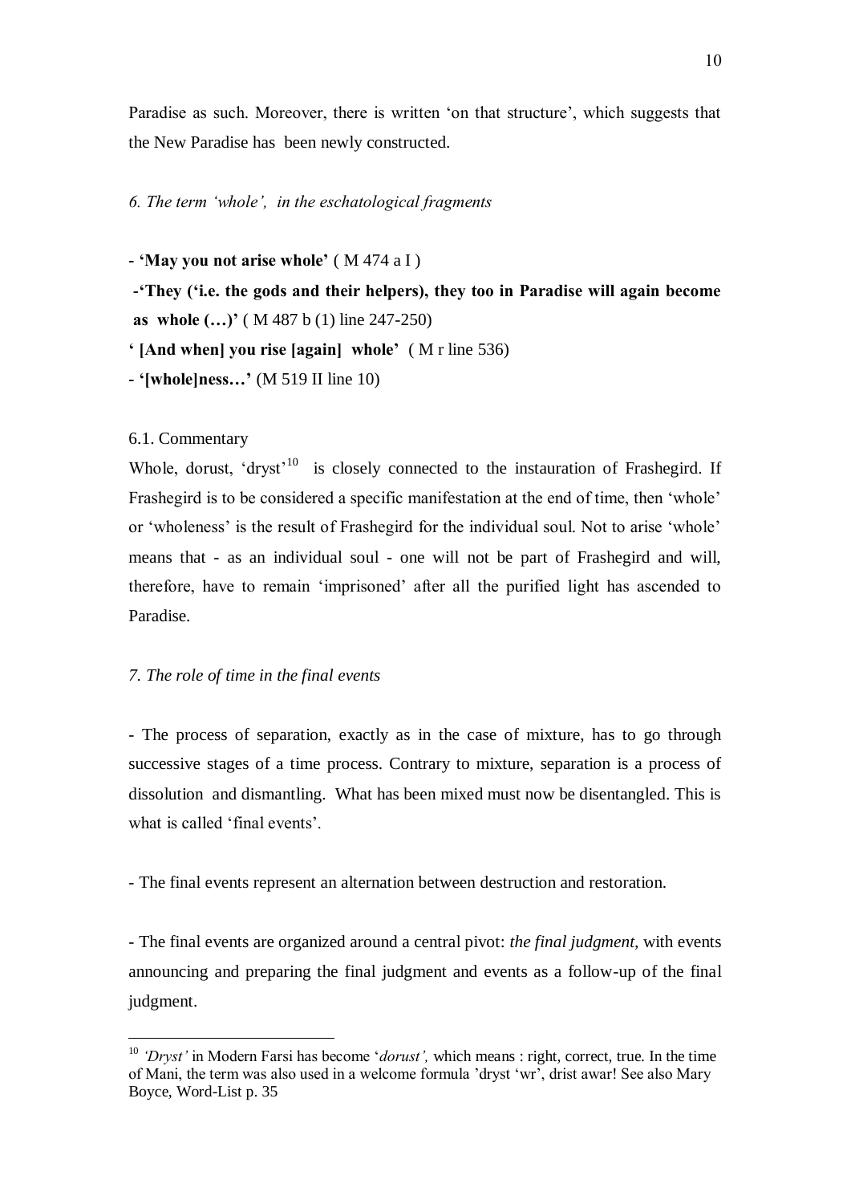Paradise as such. Moreover, there is written 'on that structure', which suggests that the New Paradise has been newly constructed.

*6. The term 'whole', in the eschatological fragments*

- **'May you not arise whole'** ( M 474 a I )

- **'They ('i.e. the gods and their helpers), they too in Paradise will again become as whole (…)'** ( M 487 b (1) line 247-250)

**' [And when] you rise [again] whole'** ( M r line 536)

- **'[whole]ness…'** (M 519 II line 10)

6.1. Commentary

Whole, dorust, 'dryst'[10] is closely connected to the instauration of Frashegird. If Frashegird is to be considered a specific manifestation at the end of time, then 'whole' or 'wholeness' is the result of Frashegird for the individual soul. Not to arise 'whole' means that - as an individual soul - one will not be part of Frashegird and will, therefore, have to remain 'imprisoned' after all the purified light has ascended to Paradise.

*7. The role of time in the final events*

- The process of separation, exactly as in the case of mixture, has to go through successive stages of a time process. Contrary to mixture, separation is a process of dissolution and dismantling. What has been mixed must now be disentangled. This is what is called 'final events'.

- The final events represent an alternation between destruction and restoration.

- The final events are organized around a central pivot: *the final judgment,* with events announcing and preparing the final judgment and events as a follow-up of the final judgment.

---

[10] *'Dryst'* in Modern Farsi has become '*dorust',* which means : right, correct, true. In the time of Mani, the term was also used in a welcome formula 'dryst 'wr', drist awar! See also Mary Boyce, Word-List p. 35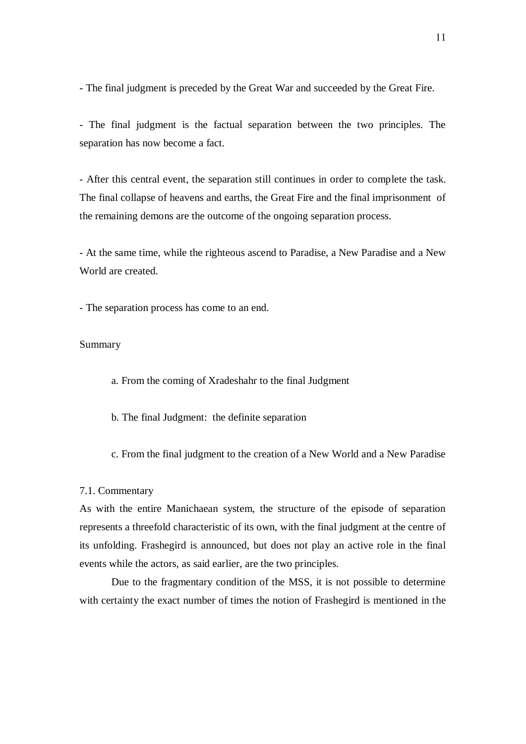- The final judgment is preceded by the Great War and succeeded by the Great Fire.

- The final judgment is the factual separation between the two principles. The separation has now become a fact.

- After this central event, the separation still continues in order to complete the task. The final collapse of heavens and earths, the Great Fire and the final imprisonment of the remaining demons are the outcome of the ongoing separation process.

- At the same time, while the righteous ascend to Paradise, a New Paradise and a New World are created.

- The separation process has come to an end.

Summary

a. From the coming of Xradeshahr to the final Judgment

b. The final Judgment: the definite separation

c. From the final judgment to the creation of a New World and a New Paradise

### 7.1. Commentary

As with the entire Manichaean system, the structure of the episode of separation represents a threefold characteristic of its own, with the final judgment at the centre of its unfolding. Frashegird is announced, but does not play an active role in the final events while the actors, as said earlier, are the two principles.

Due to the fragmentary condition of the MSS, it is not possible to determine with certainty the exact number of times the notion of Frashegird is mentioned in the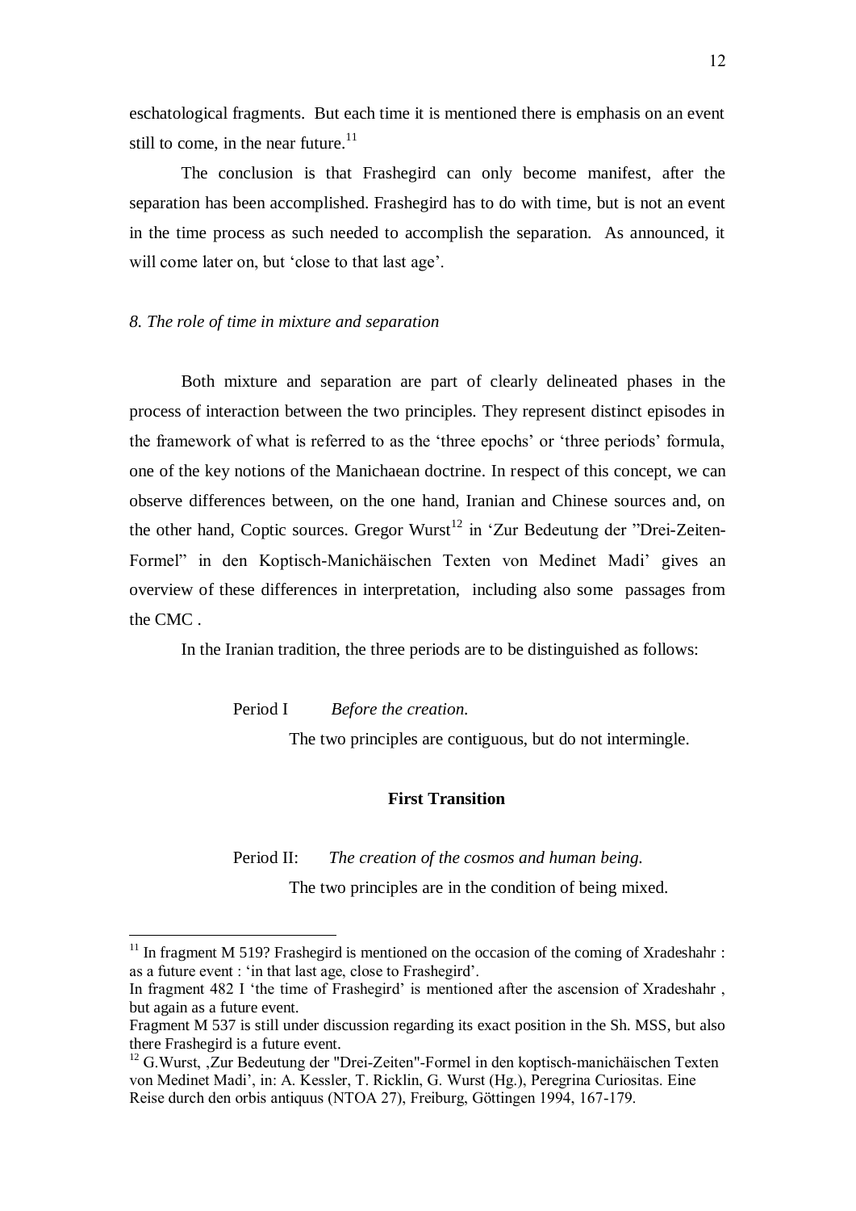eschatological fragments. But each time it is mentioned there is emphasis on an event still to come, in the near future.[11]

The conclusion is that Frashegird can only become manifest, after the separation has been accomplished. Frashegird has to do with time, but is not an event in the time process as such needed to accomplish the separation. As announced, it will come later on, but 'close to that last age'.

### *8. The role of time in mixture and separation*

Both mixture and separation are part of clearly delineated phases in the process of interaction between the two principles. They represent distinct episodes in the framework of what is referred to as the 'three epochs' or 'three periods' formula, one of the key notions of the Manichaean doctrine. In respect of this concept, we can observe differences between, on the one hand, Iranian and Chinese sources and, on the other hand, Coptic sources. Gregor Wurst[12] in 'Zur Bedeutung der "Drei-Zeiten-Formel" in den Koptisch-Manichäischen Texten von Medinet Madi' gives an overview of these differences in interpretation, including also some passages from the CMC .

In the Iranian tradition, the three periods are to be distinguished as follows:

Period I *Before the creation.*

The two principles are contiguous, but do not intermingle.

**First Transition**

Period II: *The creation of the cosmos and human being.*

The two principles are in the condition of being mixed.

---

[11] In fragment M 519? Frashegird is mentioned on the occasion of the coming of Xradeshahr : as a future event : 'in that last age, close to Frashegird'.
In fragment 482 I 'the time of Frashegird' is mentioned after the ascension of Xradeshahr , but again as a future event.
Fragment M 537 is still under discussion regarding its exact position in the Sh. MSS, but also there Frashegird is a future event.

[12] G.Wurst, ‚Zur Bedeutung der "Drei-Zeiten"-Formel in den koptisch-manichäischen Texten von Medinet Madi', in: A. Kessler, T. Ricklin, G. Wurst (Hg.), Peregrina Curiositas. Eine Reise durch den orbis antiquus (NTOA 27), Freiburg, Göttingen 1994, 167-179.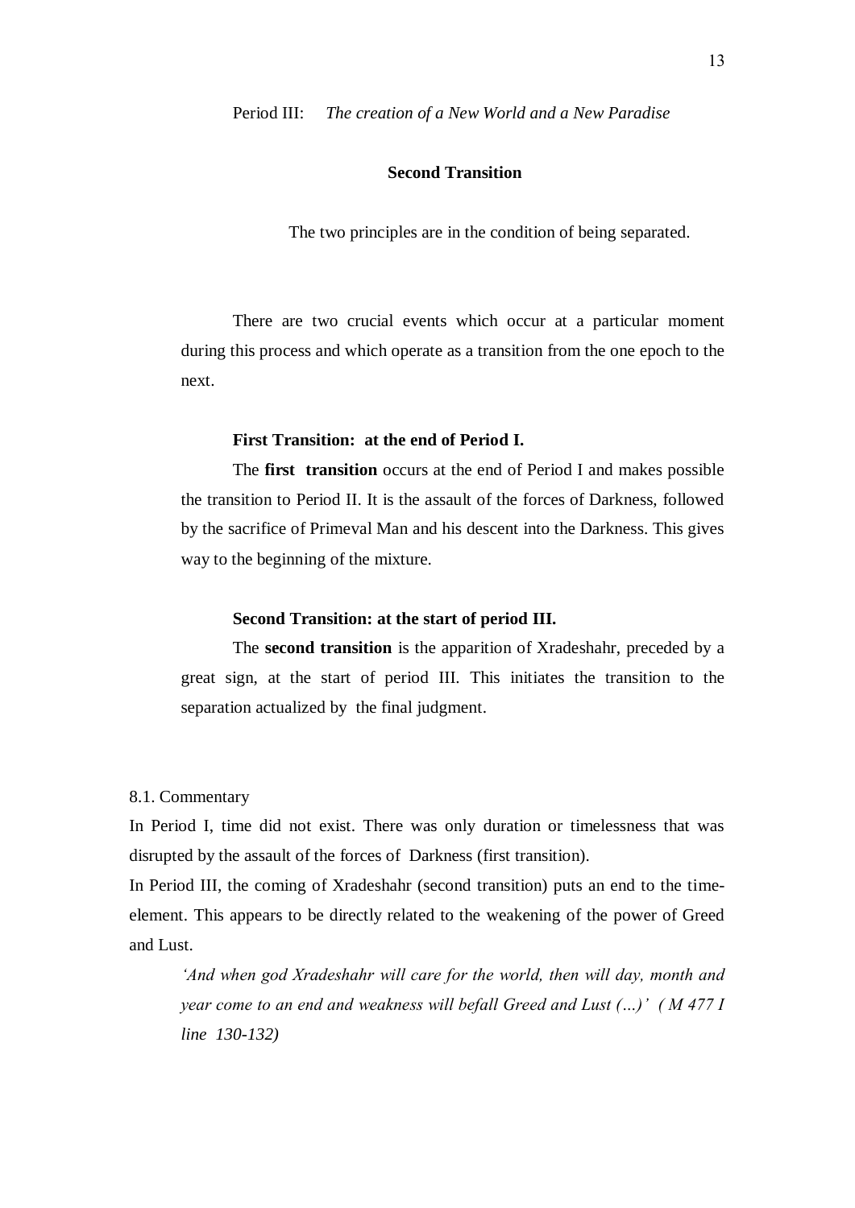Period III: *The creation of a New World and a New Paradise*

**Second Transition**

The two principles are in the condition of being separated.

There are two crucial events which occur at a particular moment during this process and which operate as a transition from the one epoch to the next.

**First Transition: at the end of Period I.**

The **first transition** occurs at the end of Period I and makes possible the transition to Period II. It is the assault of the forces of Darkness, followed by the sacrifice of Primeval Man and his descent into the Darkness. This gives way to the beginning of the mixture.

**Second Transition: at the start of period III.**

The **second transition** is the apparition of Xradeshahr, preceded by a great sign, at the start of period III. This initiates the transition to the separation actualized by the final judgment.

8.1. Commentary

In Period I, time did not exist. There was only duration or timelessness that was disrupted by the assault of the forces of Darkness (first transition).

In Period III, the coming of Xradeshahr (second transition) puts an end to the time-element. This appears to be directly related to the weakening of the power of Greed and Lust.

> *'And when god Xradeshahr will care for the world, then will day, month and year come to an end and weakness will befall Greed and Lust (...)' ( M 477 I line 130-132)*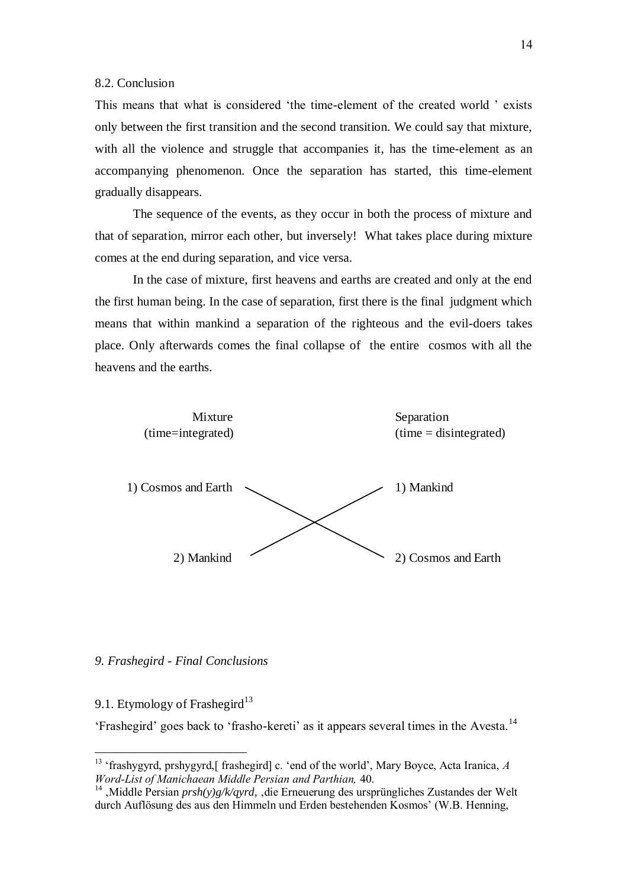8.2. Conclusion

This means that what is considered 'the time-element of the created world ' exists only between the first transition and the second transition. We could say that mixture, with all the violence and struggle that accompanies it, has the time-element as an accompanying phenomenon. Once the separation has started, this time-element gradually disappears.

The sequence of the events, as they occur in both the process of mixture and that of separation, mirror each other, but inversely! What takes place during mixture comes at the end during separation, and vice versa.

In the case of mixture, first heavens and earths are created and only at the end the first human being. In the case of separation, first there is the final judgment which means that within mankind a separation of the righteous and the evil-doers takes place. Only afterwards comes the final collapse of the entire cosmos with all the heavens and the earths.

| Mixture (time=integrated) | Separation (time = disintegrated) |
|---|---|
| 1) Cosmos and Earth | 1) Mankind |
| 2) Mankind | 2) Cosmos and Earth |

## *9. Frashegird - Final Conclusions*

### 9.1. Etymology of Frashegird[13]

'Frashegird' goes back to 'frasho-kereti' as it appears several times in the Avesta.[14]

---

[13] 'frashygyrd, prshygyrd,[ frashegird] c. 'end of the world', Mary Boyce, Acta Iranica, *A Word-List of Manichaean Middle Persian and Parthian,* 40.

[14] 'Middle Persian *prsh(y)g/k/qyrd*, 'die Erneuerung des ursprüngliches Zustandes der Welt durch Auflösung des aus den Himmeln und Erden bestehenden Kosmos' (W.B. Henning,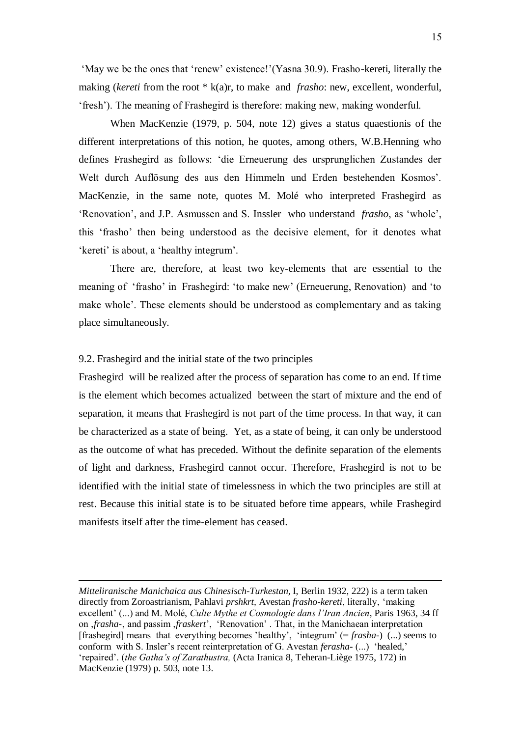'May we be the ones that 'renew' existence!'(Yasna 30.9). Frasho-kereti, literally the making (*kereti* from the root * k(a)r, to make and *frasho*: new, excellent, wonderful, 'fresh'). The meaning of Frashegird is therefore: making new, making wonderful.

When MacKenzie (1979, p. 504, note 12) gives a status quaestionis of the different interpretations of this notion, he quotes, among others, W.B.Henning who defines Frashegird as follows: 'die Erneuerung des ursprunglichen Zustandes der Welt durch Auflösung des aus den Himmeln und Erden bestehenden Kosmos'. MacKenzie, in the same note, quotes M. Molé who interpreted Frashegird as 'Renovation', and J.P. Asmussen and S. Inssler who understand *frasho*, as 'whole', this 'frasho' then being understood as the decisive element, for it denotes what 'kereti' is about, a 'healthy integrum'.

There are, therefore, at least two key-elements that are essential to the meaning of 'frasho' in Frashegird: 'to make new' (Erneuerung, Renovation) and 'to make whole'. These elements should be understood as complementary and as taking place simultaneously.

## 9.2. Frashegird and the initial state of the two principles

Frashegird will be realized after the process of separation has come to an end. If time is the element which becomes actualized between the start of mixture and the end of separation, it means that Frashegird is not part of the time process. In that way, it can be characterized as a state of being. Yet, as a state of being, it can only be understood as the outcome of what has preceded. Without the definite separation of the elements of light and darkness, Frashegird cannot occur. Therefore, Frashegird is not to be identified with the initial state of timelessness in which the two principles are still at rest. Because this initial state is to be situated before time appears, while Frashegird manifests itself after the time-element has ceased.

---

*Mitteliranische Manichaica aus Chinesisch-Turkestan*, I, Berlin 1932, 222) is a term taken directly from Zoroastrianism, Pahlavi *prshkrt*, Avestan *frasho-kereti*, literally, 'making excellent' (...) and M. Molé, *Culte Mythe et Cosmologie dans l'Iran Ancien*, Paris 1963, 34 ff on ,*frasha*-, and passim ,*fraskert*', 'Renovation' . That, in the Manichaean interpretation [frashegird] means that everything becomes 'healthy', 'integrum' (= *frasha*-) (...) seems to conform with S. Insler's recent reinterpretation of G. Avestan *ferasha*- (...) 'healed,' 'repaired'. (*the Gatha's of Zarathustra,* (Acta Iranica 8, Teheran-Liège 1975, 172) in MacKenzie (1979) p. 503, note 13.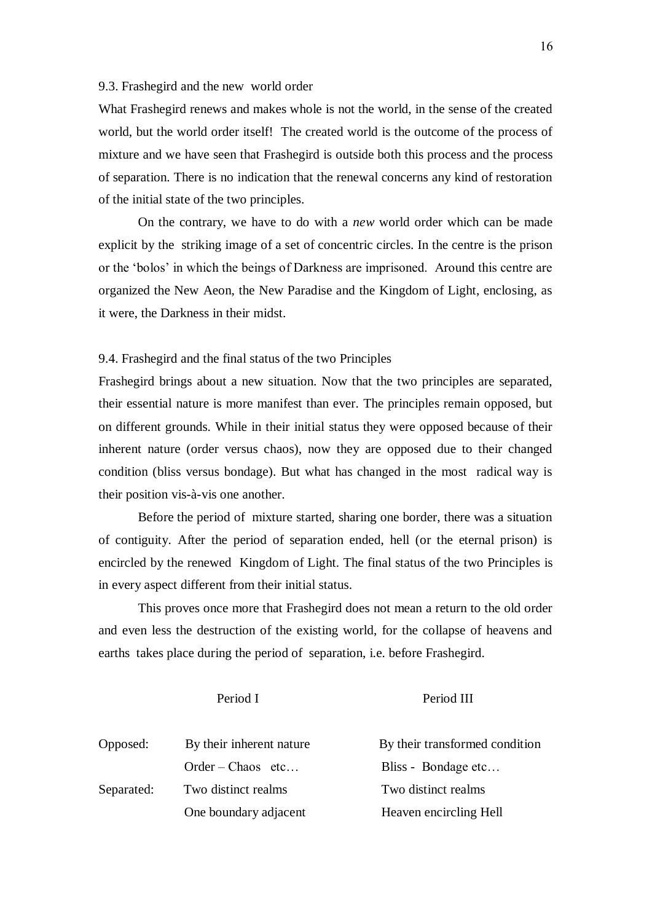### 9.3. Frashegird and the new world order

What Frashegird renews and makes whole is not the world, in the sense of the created world, but the world order itself! The created world is the outcome of the process of mixture and we have seen that Frashegird is outside both this process and the process of separation. There is no indication that the renewal concerns any kind of restoration of the initial state of the two principles.

On the contrary, we have to do with a *new* world order which can be made explicit by the striking image of a set of concentric circles. In the centre is the prison or the 'bolos' in which the beings of Darkness are imprisoned. Around this centre are organized the New Aeon, the New Paradise and the Kingdom of Light, enclosing, as it were, the Darkness in their midst.

### 9.4. Frashegird and the final status of the two Principles

Frashegird brings about a new situation. Now that the two principles are separated, their essential nature is more manifest than ever. The principles remain opposed, but on different grounds. While in their initial status they were opposed because of their inherent nature (order versus chaos), now they are opposed due to their changed condition (bliss versus bondage). But what has changed in the most radical way is their position vis-à-vis one another.

Before the period of mixture started, sharing one border, there was a situation of contiguity. After the period of separation ended, hell (or the eternal prison) is encircled by the renewed Kingdom of Light. The final status of the two Principles is in every aspect different from their initial status.

This proves once more that Frashegird does not mean a return to the old order and even less the destruction of the existing world, for the collapse of heavens and earths takes place during the period of separation, i.e. before Frashegird.

| | Period I | Period III |
|---|---|---|
| Opposed: | By their inherent nature | By their transformed condition |
| | Order – Chaos etc… | Bliss - Bondage etc… |
| Separated: | Two distinct realms | Two distinct realms |
| | One boundary adjacent | Heaven encircling Hell |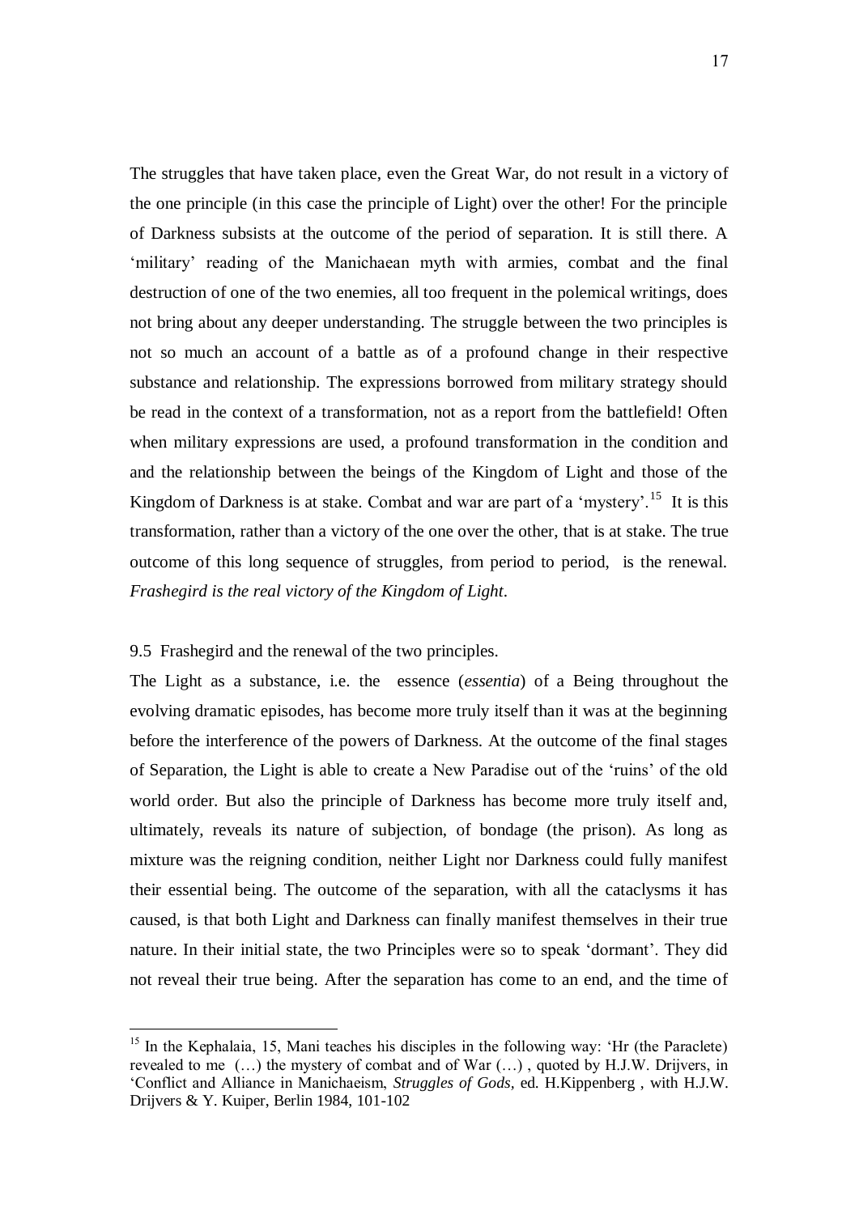The struggles that have taken place, even the Great War, do not result in a victory of the one principle (in this case the principle of Light) over the other! For the principle of Darkness subsists at the outcome of the period of separation. It is still there. A 'military' reading of the Manichaean myth with armies, combat and the final destruction of one of the two enemies, all too frequent in the polemical writings, does not bring about any deeper understanding. The struggle between the two principles is not so much an account of a battle as of a profound change in their respective substance and relationship. The expressions borrowed from military strategy should be read in the context of a transformation, not as a report from the battlefield! Often when military expressions are used, a profound transformation in the condition and and the relationship between the beings of the Kingdom of Light and those of the Kingdom of Darkness is at stake. Combat and war are part of a 'mystery'.[15] It is this transformation, rather than a victory of the one over the other, that is at stake. The true outcome of this long sequence of struggles, from period to period, is the renewal. *Frashegird is the real victory of the Kingdom of Light*.

9.5 Frashegird and the renewal of the two principles.

The Light as a substance, i.e. the essence (*essentia*) of a Being throughout the evolving dramatic episodes, has become more truly itself than it was at the beginning before the interference of the powers of Darkness. At the outcome of the final stages of Separation, the Light is able to create a New Paradise out of the 'ruins' of the old world order. But also the principle of Darkness has become more truly itself and, ultimately, reveals its nature of subjection, of bondage (the prison). As long as mixture was the reigning condition, neither Light nor Darkness could fully manifest their essential being. The outcome of the separation, with all the cataclysms it has caused, is that both Light and Darkness can finally manifest themselves in their true nature. In their initial state, the two Principles were so to speak 'dormant'. They did not reveal their true being. After the separation has come to an end, and the time of

[15] In the Kephalaia, 15, Mani teaches his disciples in the following way: 'Hr (the Paraclete) revealed to me (…) the mystery of combat and of War (…) , quoted by H.J.W. Drijvers, in 'Conflict and Alliance in Manichaeism, *Struggles of Gods*, ed. H.Kippenberg , with H.J.W. Drijvers & Y. Kuiper, Berlin 1984, 101-102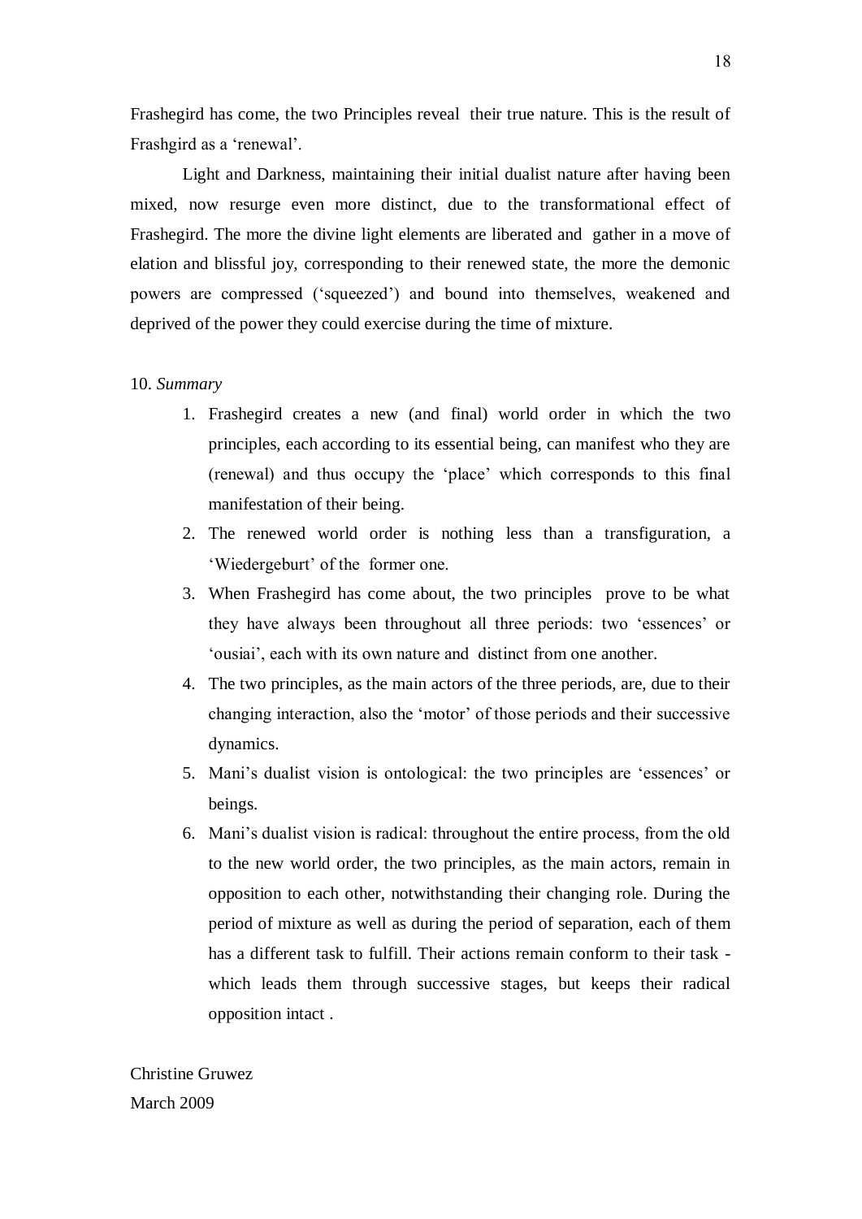Frashegird has come, the two Principles reveal their true nature. This is the result of Frashgird as a ‘renewal’.

Light and Darkness, maintaining their initial dualist nature after having been mixed, now resurge even more distinct, due to the transformational effect of Frashegird. The more the divine light elements are liberated and gather in a move of elation and blissful joy, corresponding to their renewed state, the more the demonic powers are compressed (‘squeezed’) and bound into themselves, weakened and deprived of the power they could exercise during the time of mixture.

10. *Summary*

1. Frashegird creates a new (and final) world order in which the two principles, each according to its essential being, can manifest who they are (renewal) and thus occupy the ‘place’ which corresponds to this final manifestation of their being.
2. The renewed world order is nothing less than a transfiguration, a ‘Wiedergeburt’ of the former one.
3. When Frashegird has come about, the two principles prove to be what they have always been throughout all three periods: two ‘essences’ or ‘ousiai’, each with its own nature and distinct from one another.
4. The two principles, as the main actors of the three periods, are, due to their changing interaction, also the ‘motor’ of those periods and their successive dynamics.
5. Mani’s dualist vision is ontological: the two principles are ‘essences’ or beings.
6. Mani’s dualist vision is radical: throughout the entire process, from the old to the new world order, the two principles, as the main actors, remain in opposition to each other, notwithstanding their changing role. During the period of mixture as well as during the period of separation, each of them has a different task to fulfill. Their actions remain conform to their task - which leads them through successive stages, but keeps their radical opposition intact .

Christine Gruwez
March 2009